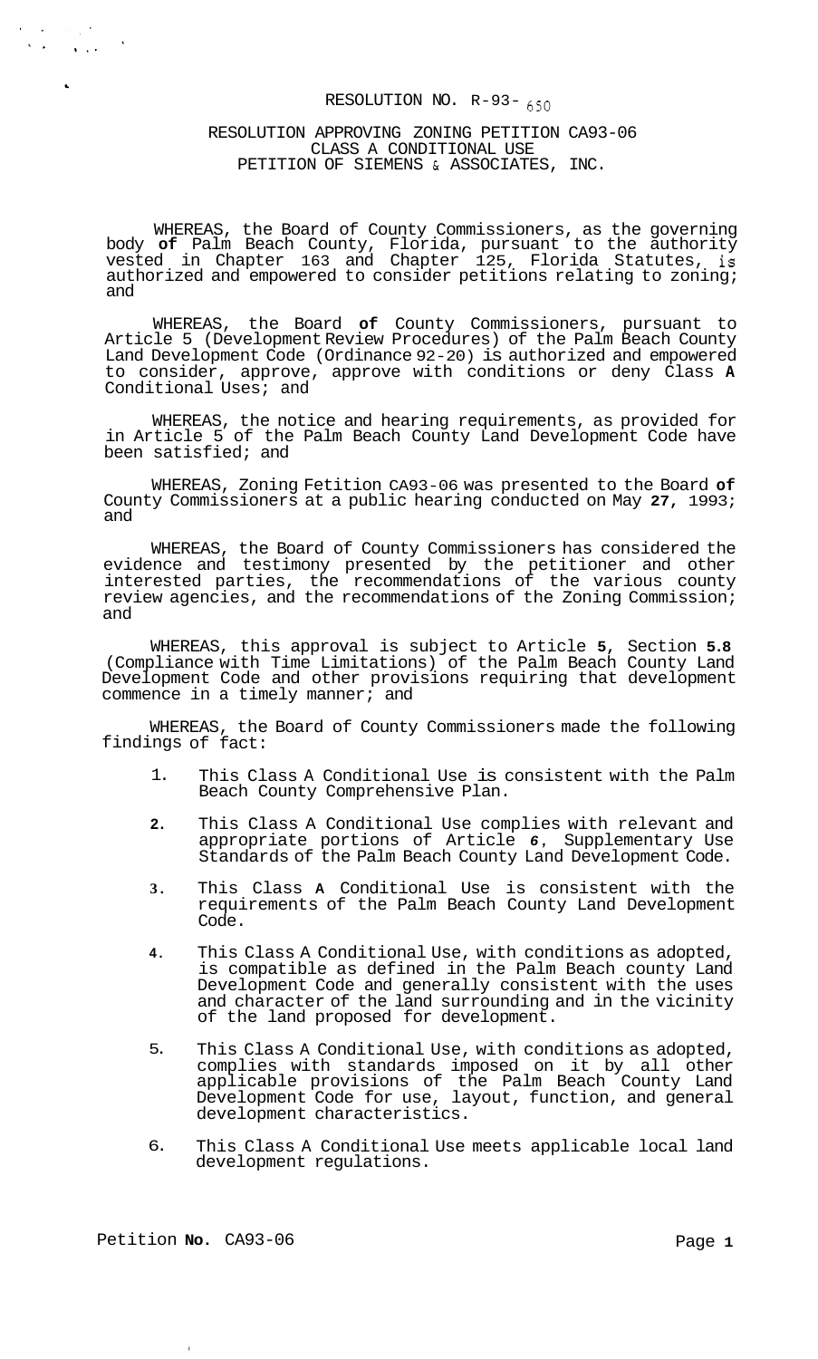# RESOLUTION NO. R-93-650

## RESOLUTION APPROVING ZONING PETITION CA93-06 CLASS A CONDITIONAL USE PETITION OF SIEMENS & ASSOCIATES, INC.

WHEREAS, the Board of County Commissioners, as the governing body of Palm Beach County, Florida, pursuant to the authority vested in Chapter 163 and Chapter 125, Florida Statutes, is authorized and empowered to consider petitions relating to zoning; and

WHEREAS, the Board of County Commissioners, pursuant to Article 5 (Development Review Procedures) of the Palm Beach County Land Development Code (Ordinance 92-20) is authorized and empowered to consider, approve, approve with conditions or deny Class A Conditional Uses; and

WHEREAS, the notice and hearing requirements, as provided for in Article 5 of the Palm Beach County Land Development Code have been satisfied; and

WHEREAS, Zoning Fetition CA93-06 was presented to the Board of County Commissioners at a public hearing conducted on May 27, 1993; and

WHEREAS, the Board of County Commissioners has considered the evidence and testimony presented by the petitioner and other interested parties, the recommendations of the various county review agencies, and the recommendations of the Zoning Commission; and

WHEREAS, this approval is subject to Article 5, Section 5.8 (Compliance with Time Limitations) of the Palm Beach County Land Development Code and other provisions requiring that development commence in a timely manner; and

WHEREAS, the Board of County Commissioners made the following findings of fact:

1. This Class A Conditional Use is consistent with the Palm Beach County Comprehensive Plan.
2. This Class A Conditional Use complies with relevant and appropriate portions of Article 6, Supplementary Use Standards of the Palm Beach County Land Development Code.
3. This Class A Conditional Use is consistent with the requirements of the Palm Beach County Land Development Code.
4. This Class A Conditional Use, with conditions as adopted, is compatible as defined in the Palm Beach county Land Development Code and generally consistent with the uses and character of the land surrounding and in the vicinity of the land proposed for development.
5. This Class A Conditional Use, with conditions as adopted, complies with standards imposed on it by all other applicable provisions of the Palm Beach County Land Development Code for use, layout, function, and general development characteristics.
6. This Class A Conditional Use meets applicable local land development regulations.

Petition No. CA93-06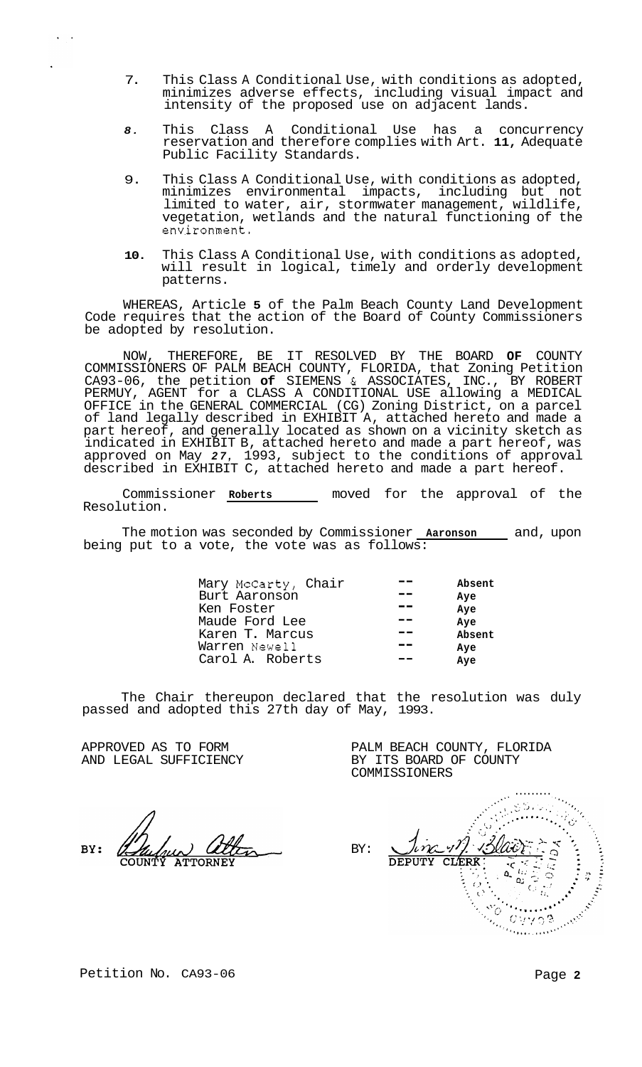7. This Class A Conditional Use, with conditions as adopted, minimizes adverse effects, including visual impact and intensity of the proposed use on adjacent lands.

8. This Class A Conditional Use has a concurrency reservation and therefore complies with Art. 11, Adequate Public Facility Standards.

9. This Class A Conditional Use, with conditions as adopted, minimizes environmental impacts, including but not limited to water, air, stormwater management, wildlife, vegetation, wetlands and the natural functioning of the environment.

10. This Class A Conditional Use, with conditions as adopted, will result in logical, timely and orderly development patterns.

WHEREAS, Article 5 of the Palm Beach County Land Development Code requires that the action of the Board of County Commissioners be adopted by resolution.

NOW, THEREFORE, BE IT RESOLVED BY THE BOARD OF COUNTY COMMISSIONERS OF PALM BEACH COUNTY, FLORIDA, that Zoning Petition CA93-06, the petition of SIEMENS & ASSOCIATES, INC., BY ROBERT PERMUY, AGENT for a CLASS A CONDITIONAL USE allowing a MEDICAL OFFICE in the GENERAL COMMERCIAL (CG) Zoning District, on a parcel of land legally described in EXHIBIT A, attached hereto and made a part hereof, and generally located as shown on a vicinity sketch as indicated in EXHIBIT B, attached hereto and made a part hereof, was approved on May 27, 1993, subject to the conditions of approval described in EXHIBIT C, attached hereto and made a part hereof.

Commissioner **Roberts** moved for the approval of the Resolution.

The motion was seconded by Commissioner **Aaronson** and, upon being put to a vote, the vote was as follows:

| | | |
|---|---|---|
| Mary McCarty, Chair | -- | **Absent** |
| Burt Aaronson | -- | **Aye** |
| Ken Foster | -- | **Aye** |
| Maude Ford Lee | -- | **Aye** |
| Karen T. Marcus | -- | **Absent** |
| Warren Newell | -- | **Aye** |
| Carol A. Roberts | -- | **Aye** |

The Chair thereupon declared that the resolution was duly passed and adopted this 27th day of May, 1993.

APPROVED AS TO FORM AND LEGAL SUFFICIENCY

BY: COUNTY ATTORNEY

PALM BEACH COUNTY, FLORIDA BY ITS BOARD OF COUNTY COMMISSIONERS

BY: DEPUTY CLERK

Petition No. CA93-06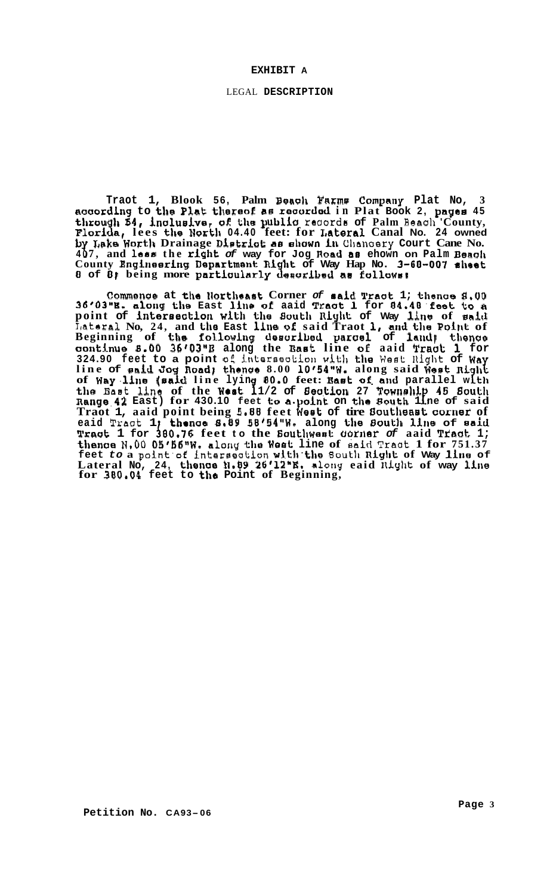# EXHIBIT A

## LEGAL DESCRIPTION

Traot 1, Blook 56, Palm Beach Farms Company Plat No, 3 according to the Plat thereof as recorded in Plat Book 2, pages 45 through 54, inclusive, of the public records of Palm Beach 'County, Florida, lees the North 04.40 feet: for Lateral Canal No. 24 owned by Lake Worth Drainage District as shown in Chancery Court Cane No. 407, and less the right of way for Jog Road as ehown on Palm Beach County Engineering Department Right of Way Hap No. 3-60-007 sheet 8 of 8; being more particularly described as follows:

Commence at the Northeast Corner of said Traot 1; thence S.00 36'03"E. along the East line of aaid Traot 1 for 84.48 feet to a point of intersection with the South Right of Way line of said Lateral No, 24, and the East line of said Traot 1, and the Point of Beginning of the following described parcel of land; thence continue S.00 36'03"E along the East line of aaid Traot 1 for 324.90 feet to a point of intersection with the West Right of Way line of said Jog Road; thence S.00 10'54"W. along said West Right of Way line (said line lying 80.0 feet: East of and parallel with the East line of the West 11/2 of Section 27 Township 45 South Range 42 East) for 430.10 feet to a point on the South line of said Traot 1, aaid point being 5.88 feet West of the Southeast corner of eaid Traot 1; thence S.89 58'54"W. along the South line of said Traot 1 for 380.76 feet to the Southwest corner of aaid Traot 1; thence N.00 05'56"W. along the West line of said Traot 1 for 751.37 feet to a point of intersection with the South Right of Way line of Lateral No, 24, thence N.89 26'12"E. along eaid Right of way line for 380.04 feet to the Point of Beginning,

Petition No. CA93-06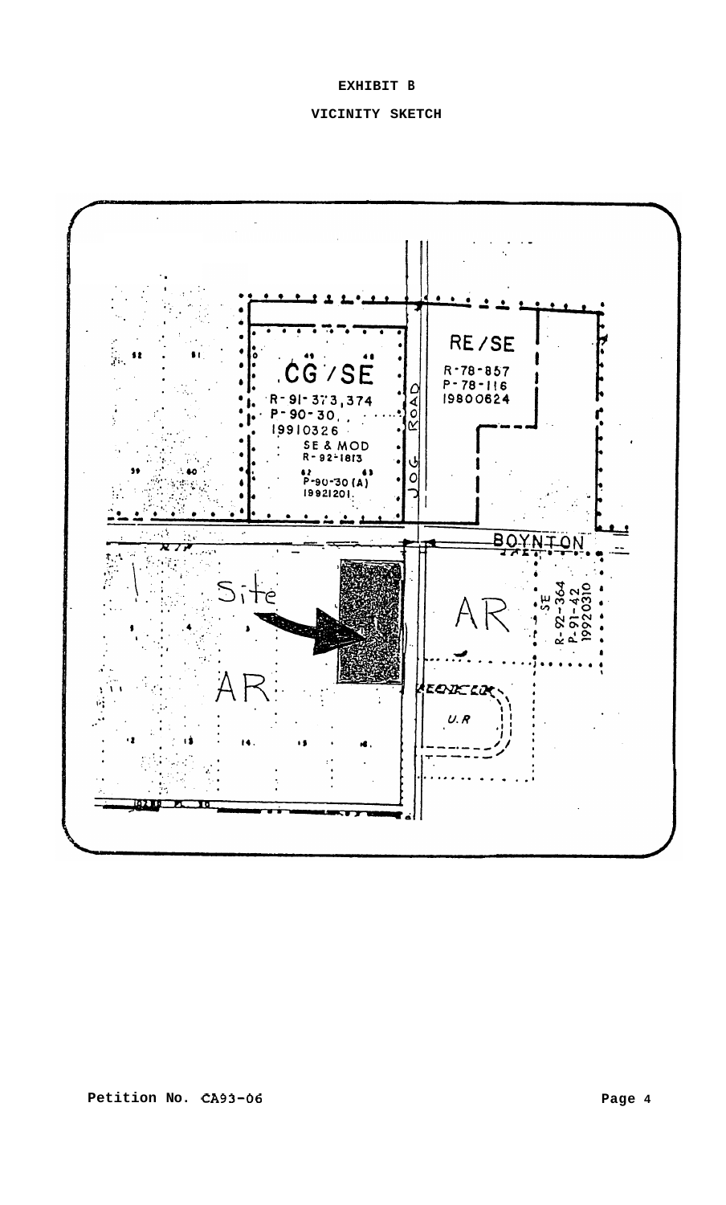# EXHIBIT B

## VICINITY SKETCH

CG/SE
R-91-373,374
P-90-30
19910326
SE & MOD
R-92-1813
P-90-30 (A)
19921201

JOG ROAD

RE/SE
R-78-857
P-78-116
19800624

BOYNTON

Site

AR

AR

SE
R-92-364
P-91-42
19920310

U.R

Petition No. CA93-06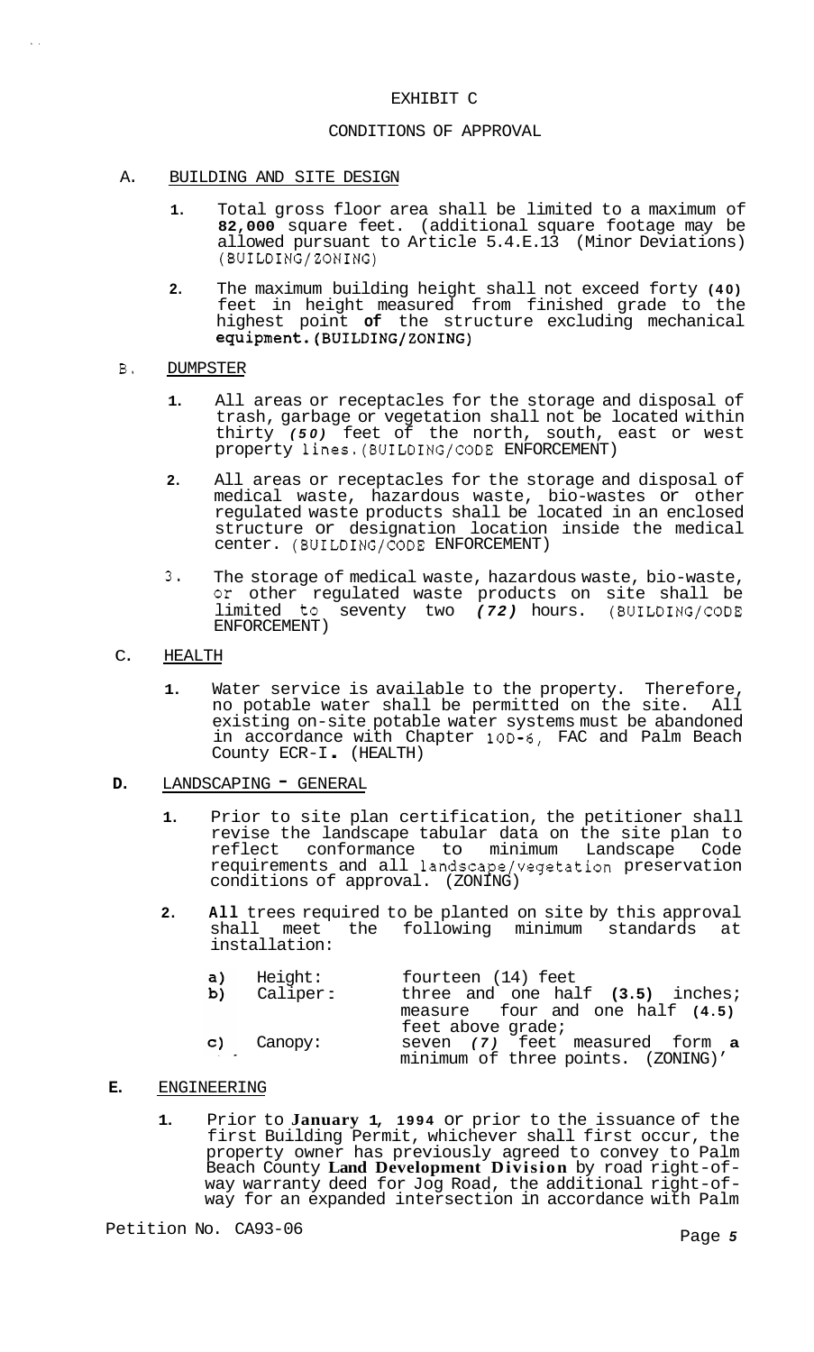# EXHIBIT C

## CONDITIONS OF APPROVAL

A. BUILDING AND SITE DESIGN

1. Total gross floor area shall be limited to a maximum of **82,000** square feet. (additional square footage may be allowed pursuant to Article 5.4.E.13 (Minor Deviations) (BUILDING/ZONING)

2. The maximum building height shall not exceed forty **(40)** feet in height measured from finished grade to the highest point **of** the structure excluding mechanical **equipment.(BUILDING/ZONING)**

B. DUMPSTER

1. All areas or receptacles for the storage and disposal of trash, garbage or vegetation shall not be located within thirty ***(50)*** feet of the north, south, east or west property lines.(BUILDING/CODE ENFORCEMENT)

2. All areas or receptacles for the storage and disposal of medical waste, hazardous waste, bio-wastes or other regulated waste products shall be located in an enclosed structure or designation location inside the medical center. (BUILDING/CODE ENFORCEMENT)

3. The storage of medical waste, hazardous waste, bio-waste, or other regulated waste products on site shall be limited to seventy two ***(72)*** hours. (BUILDING/CODE ENFORCEMENT)

C. HEALTH

1. Water service is available to the property. Therefore, no potable water shall be permitted on the site. All existing on-site potable water systems must be abandoned in accordance with Chapter 10D-6, FAC and Palm Beach County ECR-I. (HEALTH)

**D.** LANDSCAPING - GENERAL

1. Prior to site plan certification, the petitioner shall revise the landscape tabular data on the site plan to reflect conformance to minimum Landscape Code requirements and all landscape/vegetation preservation conditions of approval. (ZONING)

2. **All** trees required to be planted on site by this approval shall meet the following minimum standards at installation:

   **a)** Height: fourteen (14) feet
   **b)** Caliper: three and one half **(3.5)** inches; measure four and one half **(4.5)** feet above grade;
   **c)** Canopy: seven ***(7)*** feet measured form **a** minimum of three points. (ZONING)'

**E.** ENGINEERING

1. Prior to **January 1, 1994** or prior to the issuance of the first Building Permit, whichever shall first occur, the property owner has previously agreed to convey to Palm Beach County **Land Development Division** by road right-of-way warranty deed for Jog Road, the additional right-of-way for an expanded intersection in accordance with Palm

Petition No. CA93-06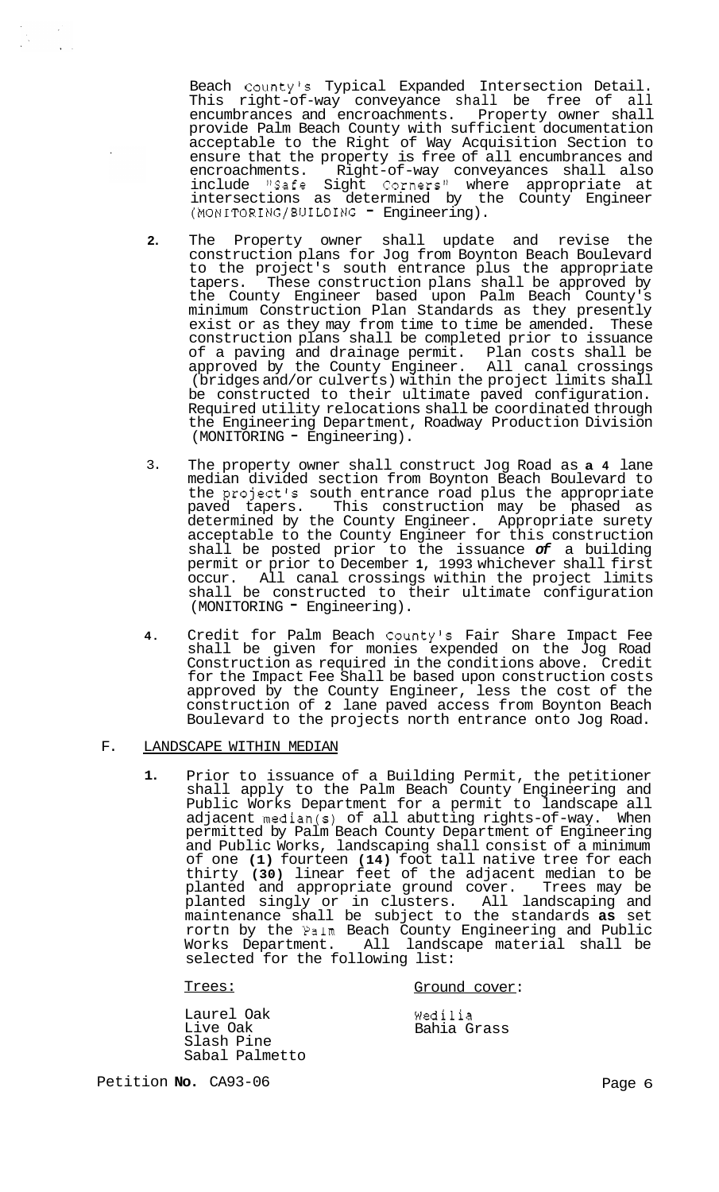Beach County's Typical Expanded Intersection Detail. This right-of-way conveyance shall be free of all encumbrances and encroachments. Property owner shall provide Palm Beach County with sufficient documentation acceptable to the Right of Way Acquisition Section to ensure that the property is free of all encumbrances and encroachments. Right-of-way conveyances shall also include "Safe Sight Corners" where appropriate at intersections as determined by the County Engineer (MONITORING/BUILDING - Engineering).

2. The Property owner shall update and revise the construction plans for Jog from Boynton Beach Boulevard to the project's south entrance plus the appropriate tapers. These construction plans shall be approved by the County Engineer based upon Palm Beach County's minimum Construction Plan Standards as they presently exist or as they may from time to time be amended. These construction plans shall be completed prior to issuance of a paving and drainage permit. Plan costs shall be approved by the County Engineer. All canal crossings (bridges and/or culverts) within the project limits shall be constructed to their ultimate paved configuration. Required utility relocations shall be coordinated through the Engineering Department, Roadway Production Division (MONITORING - Engineering).

3. The property owner shall construct Jog Road as **a 4** lane median divided section from Boynton Beach Boulevard to the project's south entrance road plus the appropriate paved tapers. This construction may be phased as determined by the County Engineer. Appropriate surety acceptable to the County Engineer for this construction shall be posted prior to the issuance ***of*** a building permit or prior to December **1**, 1993 whichever shall first occur. All canal crossings within the project limits shall be constructed to their ultimate configuration (MONITORING - Engineering).

4. Credit for Palm Beach County's Fair Share Impact Fee shall be given for monies expended on the Jog Road Construction as required in the conditions above. Credit for the Impact Fee Shall be based upon construction costs approved by the County Engineer, less the cost of the construction of **2** lane paved access from Boynton Beach Boulevard to the projects north entrance onto Jog Road.

F. LANDSCAPE WITHIN MEDIAN

1. Prior to issuance of a Building Permit, the petitioner shall apply to the Palm Beach County Engineering and Public Works Department for a permit to landscape all adjacent median(s) of all abutting rights-of-way. When permitted by Palm Beach County Department of Engineering and Public Works, landscaping shall consist of a minimum of one **(1)** fourteen **(14)** foot tall native tree for each thirty **(30)** linear feet of the adjacent median to be planted and appropriate ground cover. Trees may be planted singly or in clusters. All landscaping and maintenance shall be subject to the standards **as** set rortn by the Palm Beach County Engineering and Public Works Department. All landscape material shall be selected for the following list:

| Trees: | Ground cover: |
|---|---|
| Laurel Oak | Wedilia |
| Live Oak | Bahia Grass |
| Slash Pine | |
| Sabal Palmetto | |

Petition **No.** CA93-06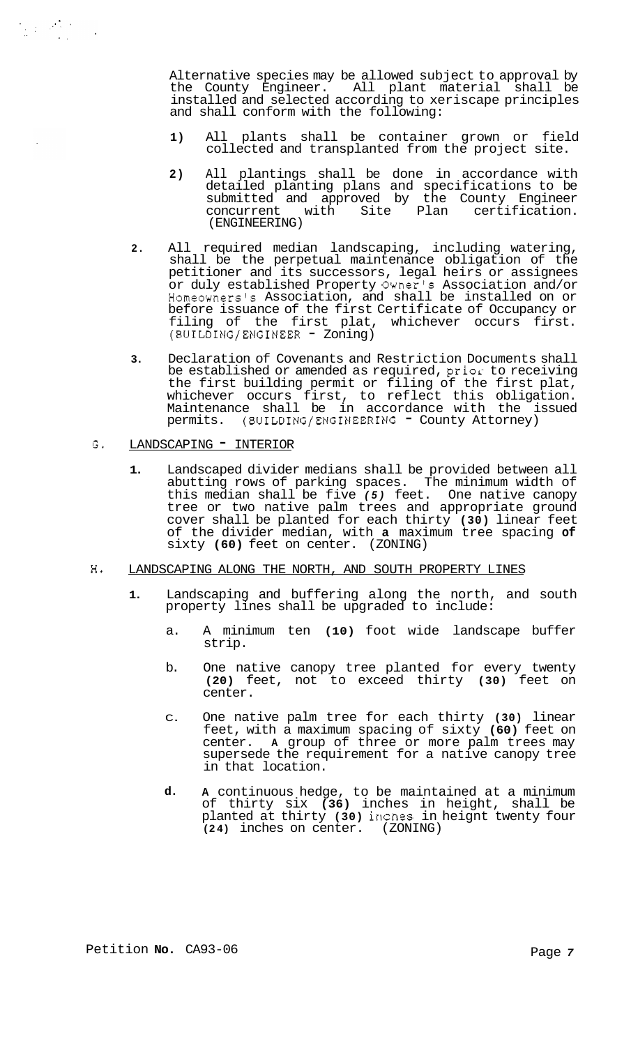Alternative species may be allowed subject to approval by the County Engineer. All plant material shall be installed and selected according to xeriscape principles and shall conform with the following:

1) All plants shall be container grown or field collected and transplanted from the project site.

2) All plantings shall be done in accordance with detailed planting plans and specifications to be submitted and approved by the County Engineer concurrent with Site Plan certification. (ENGINEERING)

2. All required median landscaping, including watering, shall be the perpetual maintenance obligation of the petitioner and its successors, legal heirs or assignees or duly established Property Owner's Association and/or Homeowners's Association, and shall be installed on or before issuance of the first Certificate of Occupancy or filing of the first plat, whichever occurs first. (BUILDING/ENGINEER - Zoning)

3. Declaration of Covenants and Restriction Documents shall be established or amended as required, prior to receiving the first building permit or filing of the first plat, whichever occurs first, to reflect this obligation. Maintenance shall be in accordance with the issued permits. (BUILDING/ENGINEERING - County Attorney)

G. LANDSCAPING - INTERIOR

1. Landscaped divider medians shall be provided between all abutting rows of parking spaces. The minimum width of this median shall be five *(5)* feet. One native canopy tree or two native palm trees and appropriate ground cover shall be planted for each thirty **(30)** linear feet of the divider median, with **a** maximum tree spacing **of** sixty **(60)** feet on center. (ZONING)

H. LANDSCAPING ALONG THE NORTH, AND SOUTH PROPERTY LINES

1. Landscaping and buffering along the north, and south property lines shall be upgraded to include:

   a. A minimum ten **(10)** foot wide landscape buffer strip.

   b. One native canopy tree planted for every twenty **(20)** feet, not to exceed thirty **(30)** feet on center.

   c. One native palm tree for each thirty **(30)** linear feet, with a maximum spacing of sixty **(60)** feet on center. **A** group of three or more palm trees may supersede the requirement for a native canopy tree in that location.

   d. **A** continuous hedge, to be maintained at a minimum of thirty six **(36)** inches in height, shall be planted at thirty **(30)** inches in heignt twenty four **(24)** inches on center. (ZONING)

Petition **No.** CA93-06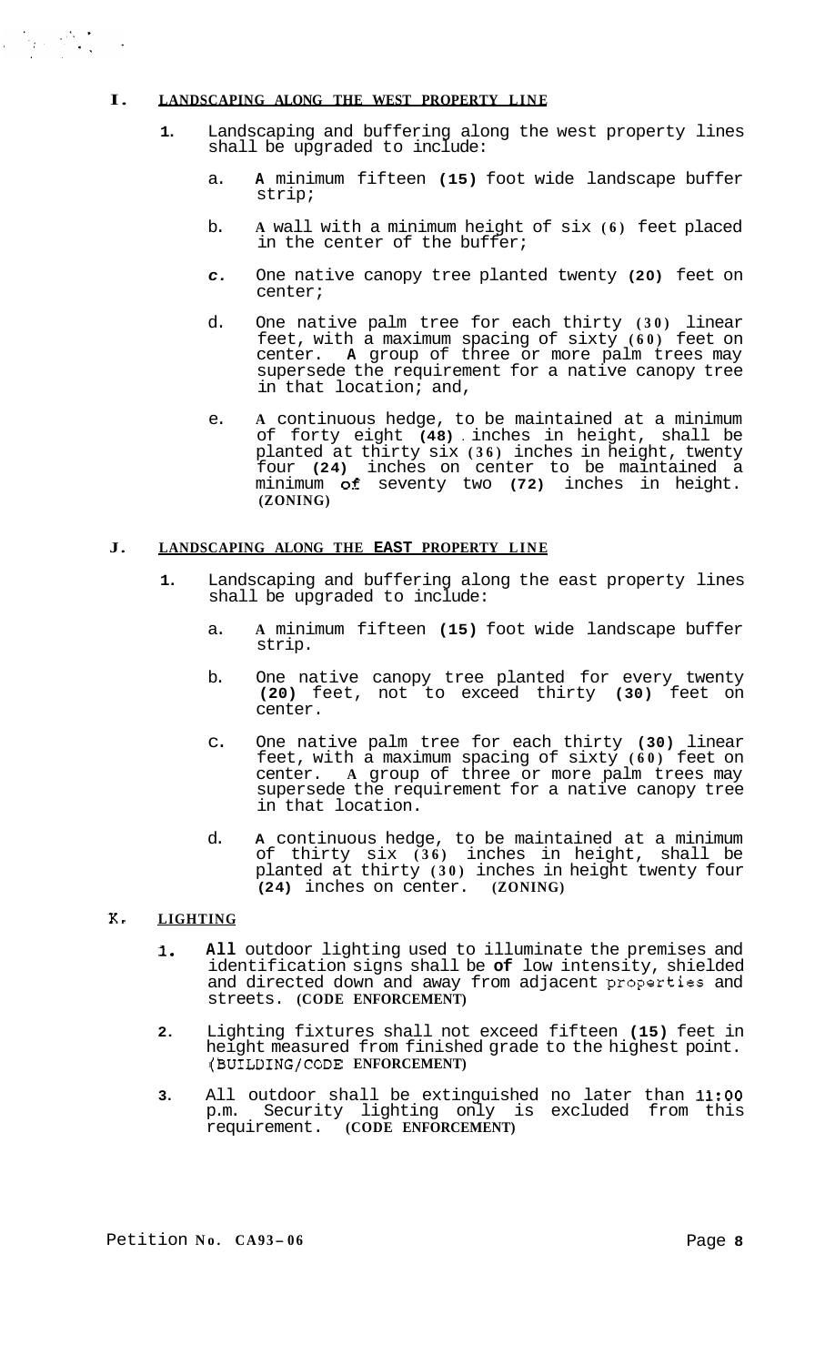## I. LANDSCAPING ALONG THE WEST PROPERTY LINE

1. Landscaping and buffering along the west property lines shall be upgraded to include:

   a. A minimum fifteen (15) foot wide landscape buffer strip;

   b. A wall with a minimum height of six (6) feet placed in the center of the buffer;

   c. One native canopy tree planted twenty (20) feet on center;

   d. One native palm tree for each thirty (30) linear feet, with a maximum spacing of sixty (60) feet on center. A group of three or more palm trees may supersede the requirement for a native canopy tree in that location; and,

   e. A continuous hedge, to be maintained at a minimum of forty eight (48) inches in height, shall be planted at thirty six (36) inches in height, twenty four (24) inches on center to be maintained a minimum of seventy two (72) inches in height. **(ZONING)**

## J. LANDSCAPING ALONG THE EAST PROPERTY LINE

1. Landscaping and buffering along the east property lines shall be upgraded to include:

   a. A minimum fifteen (15) foot wide landscape buffer strip.

   b. One native canopy tree planted for every twenty (20) feet, not to exceed thirty (30) feet on center.

   c. One native palm tree for each thirty (30) linear feet, with a maximum spacing of sixty (60) feet on center. A group of three or more palm trees may supersede the requirement for a native canopy tree in that location.

   d. A continuous hedge, to be maintained at a minimum of thirty six (36) inches in height, shall be planted at thirty (30) inches in height twenty four (24) inches on center. **(ZONING)**

## K. LIGHTING

1. All outdoor lighting used to illuminate the premises and identification signs shall be of low intensity, shielded and directed down and away from adjacent properties and streets. **(CODE ENFORCEMENT)**

2. Lighting fixtures shall not exceed fifteen (15) feet in height measured from finished grade to the highest point. **(BUILDING/CODE ENFORCEMENT)**

3. All outdoor shall be extinguished no later than 11:00 p.m. Security lighting only is excluded from this requirement. **(CODE ENFORCEMENT)**

Petition No. CA93-06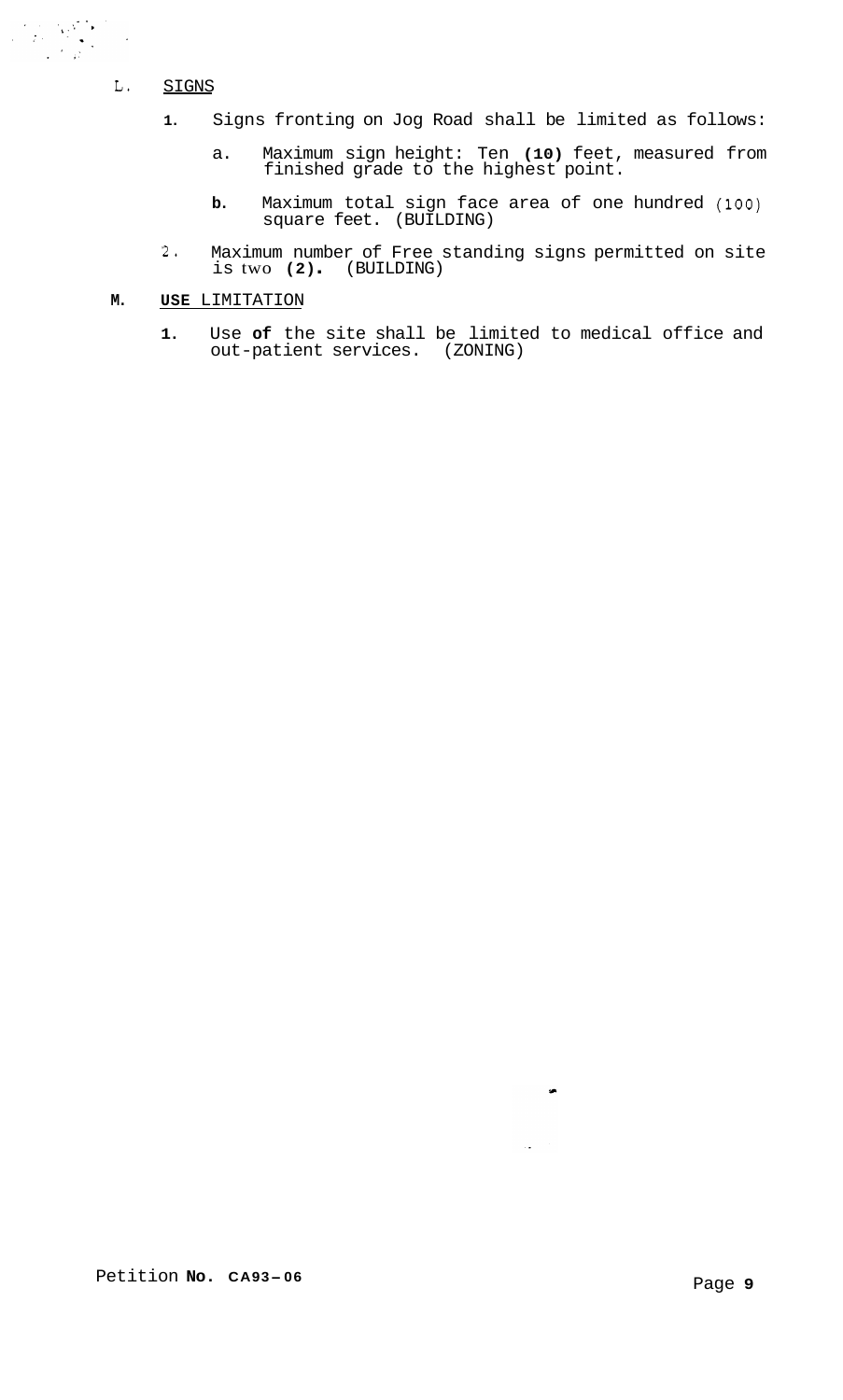L. SIGNS

1. Signs fronting on Jog Road shall be limited as follows:

   a. Maximum sign height: Ten (10) feet, measured from finished grade to the highest point.

   b. Maximum total sign face area of one hundred (100) square feet. (BUILDING)

2. Maximum number of Free standing signs permitted on site is two (2). (BUILDING)

M. USE LIMITATION

1. Use of the site shall be limited to medical office and out-patient services. (ZONING)

Petition No. CA93-06